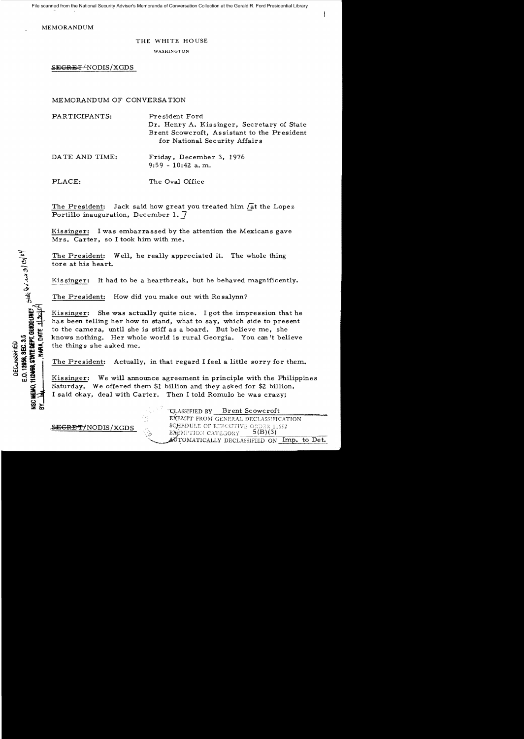File scanned from the National Security Adviser's Memoranda of Conversation Collection at the Gerald R. Ford Presidential Library

MEMORANDUM

THE WHITE HOUSE

WASHINGTON

~~SECRET~~/NODIS/XGDS

MEMORANDUM OF CONVERSATION

PARTICIPANTS: President Ford
Dr. Henry A. Kissinger, Secretary of State
Brent Scowcroft, Assistant to the President for National Security Affairs

DATE AND TIME: Friday, December 3, 1976
9:59 - 10:42 a.m.

PLACE: The Oval Office

DECLASSIFIED
E.O. 12958, SEC. 3.5
NSC MEMO, 11/24/98, STATE DEPT. GUIDELINES, State Dev. 3/10/04
BY ___, NARA, DATE ___

The President: Jack said how great you treated him [at the Lopez Portillo inauguration, December 1.]

Kissinger: I was embarrassed by the attention the Mexicans gave Mrs. Carter, so I took him with me.

The President: Well, he really appreciated it. The whole thing tore at his heart.

Kissinger: It had to be a heartbreak, but he behaved magnificently.

The President: How did you make out with Rosalynn?

Kissinger: She was actually quite nice. I got the impression that he has been telling her how to stand, what to say, which side to present to the camera, until she is stiff as a board. But believe me, she knows nothing. Her whole world is rural Georgia. You can't believe the things she asked me.

The President: Actually, in that regard I feel a little sorry for them.

Kissinger: We will announce agreement in principle with the Philippines Saturday. We offered them $1 billion and they asked for $2 billion. I said okay, deal with Carter. Then I told Romulo he was crazy;

~~SECRET~~/NODIS/XGDS

CLASSIFIED BY Brent Scowcroft
EXEMPT FROM GENERAL DECLASSIFICATION
SCHEDULE OF EXECUTIVE ORDER 11652
EXEMPTION CATEGORY 5(B)(3)
AUTOMATICALLY DECLASSIFIED ON Imp. to Det.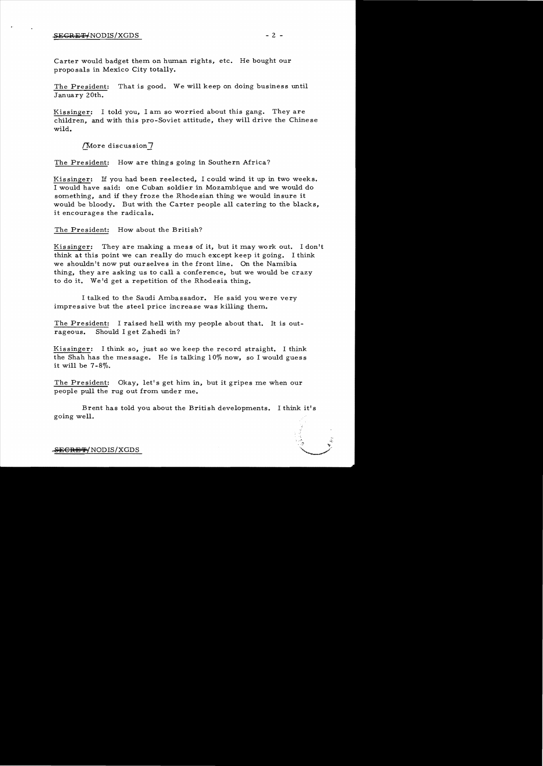Carter would badget them on human rights, etc. He bought our proposals in Mexico City totally.

The President: That is good. We will keep on doing business until January 20th.

Kissinger: I told you, I am so worried about this gang. They are children, and with this pro-Soviet attitude, they will drive the Chinese wild.

[More discussion]

The President: How are things going in Southern Africa?

Kissinger: If you had been reelected, I could wind it up in two weeks. I would have said: one Cuban soldier in Mozambique and we would do something, and if they froze the Rhodesian thing we would insure it would be bloody. But with the Carter people all catering to the blacks, it encourages the radicals.

The President: How about the British?

Kissinger: They are making a mess of it, but it may work out. I don't think at this point we can really do much except keep it going. I think we shouldn't now put ourselves in the front line. On the Namibia thing, they are asking us to call a conference, but we would be crazy to do it. We'd get a repetition of the Rhodesia thing.

I talked to the Saudi Ambassador. He said you were very impressive but the steel price increase was killing them.

The President: I raised hell with my people about that. It is outrageous. Should I get Zahedi in?

Kissinger: I think so, just so we keep the record straight. I think the Shah has the message. He is talking 10% now, so I would guess it will be 7-8%.

The President: Okay, let's get him in, but it gripes me when our people pull the rug out from under me.

Brent has told you about the British developments. I think it's going well.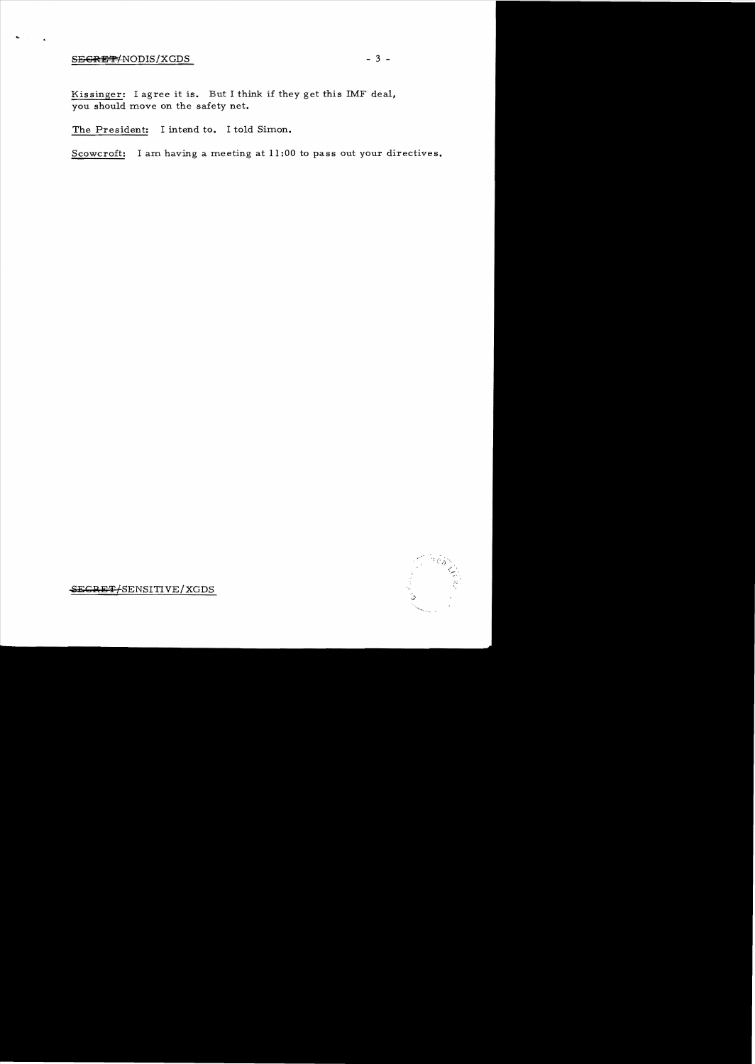Kissinger: I agree it is. But I think if they get this IMF deal, you should move on the safety net.

The President: I intend to. I told Simon.

Scowcroft: I am having a meeting at 11:00 to pass out your directives.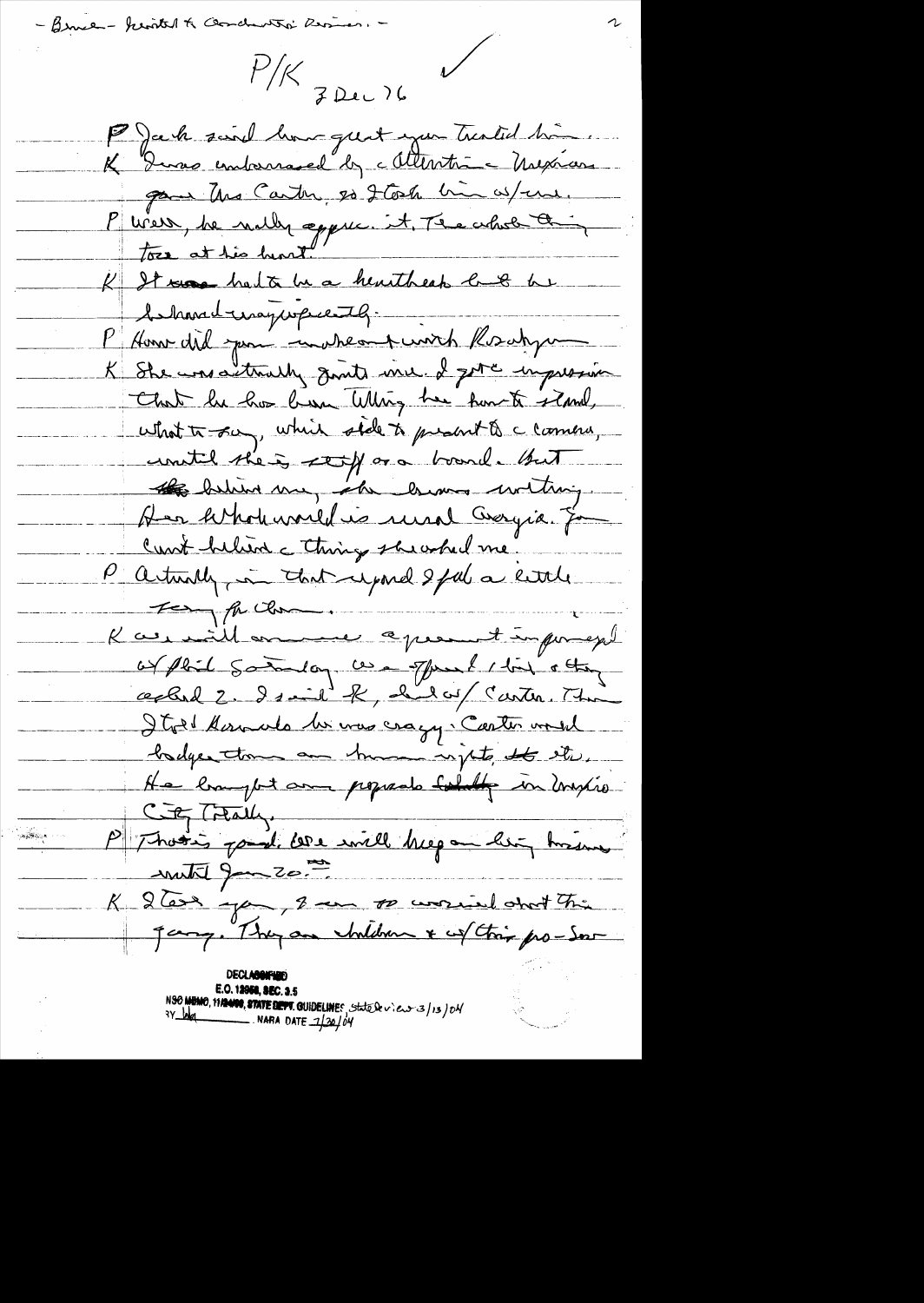- Bruce - limited to Conduct Review. -

P/K 7 Dec 76

P Jack said how great you treated him.

K I was embarrassed by c attention c Mexicans gave Mrs Carter, so I took him w/ me.

P Well, he really appre. it. The whole thing tore at his heart.

K It was hard to be a heartbreak but he behaved magnificently.

P How did your meeting with Rosalynn

K She was actually quite nice. I got c impression that he has been telling her how to stand, what to say, which side to present to c camera, until she is stiff as a board. But behind me, she knows nothing. Her whole world is rural Georgia. You can't believe c things she asked me.

P Actually, in that regard I feel a little sorry for them.

K We will announce agreement in principle w/ Phil Saturday. We agreed I, but c thing asked 2. I said K, but w/ Carter. Then I told Hormats he was crazy. Carter would hedge them on human rights, etc. etc. He brought in proposals totally in Mexico City. Totally.

P That's good. We will keep our big business until Jan 20.

K I tell you, I am so worried about this gang. They are children & w/ their pro-Sov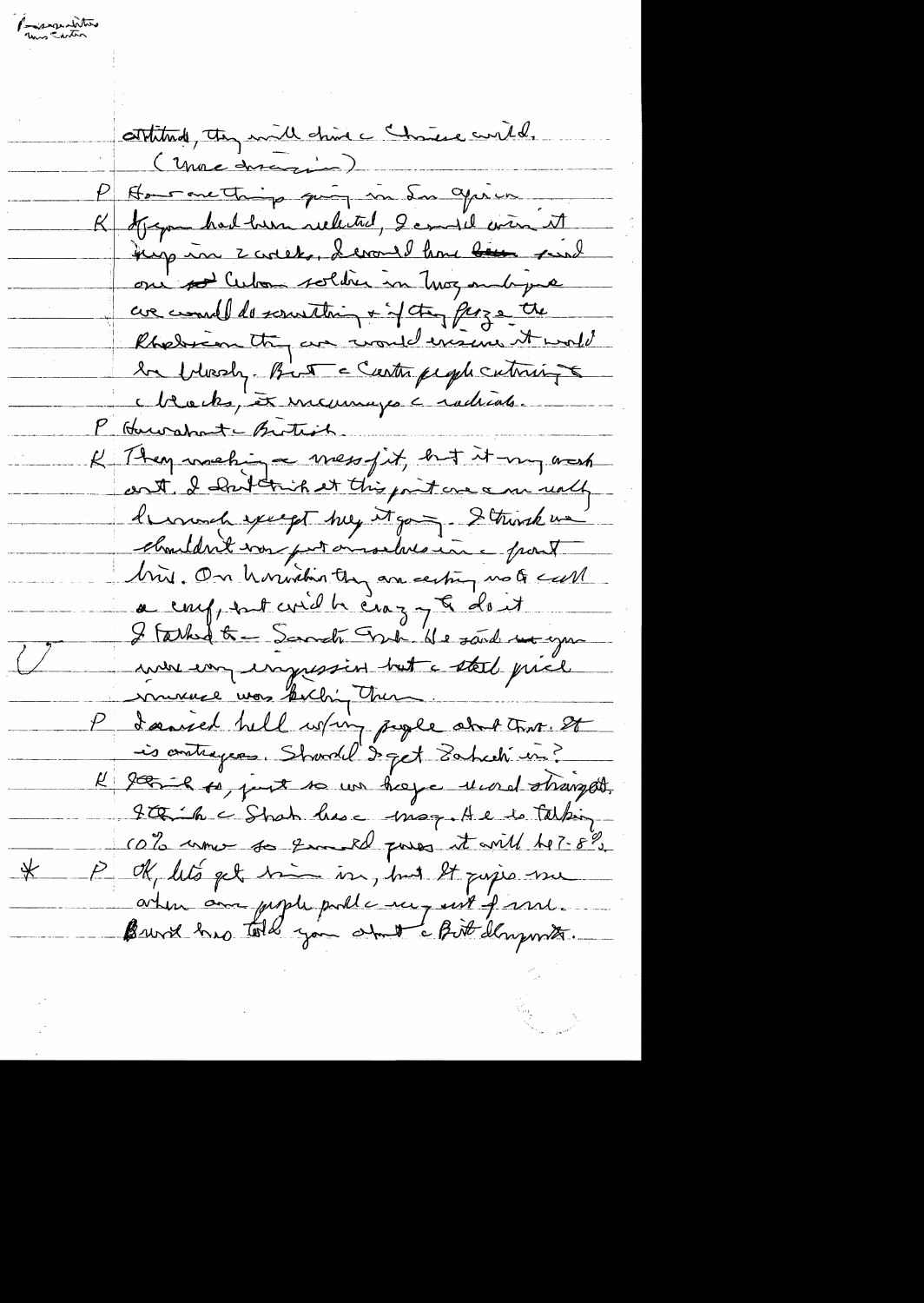Ford conversation with Carter (Kissinger notes — handwritten)

attitude, they will drive the Chinese wild.

(more discussion)

P How are things going in So Africa

K If you had been reelected, I could win it up in 2 weeks. I would have said one Cuban soldier in Mozambique we would do something & if they freeze the Rhodesian thing we would ensure it would be bloody. But the Carter people catering to the blacks, it encourages the radicals.

P How about the British.

K They making a mess of it, but it my work out. I don't think at this point we can really do much except keep it going. I think we shouldn't now put ourselves in the front line. On Namibia they are acting not to call a conf, but would be crazy to do it.

I talked to Sandy Grub. He said we gave every impression but the steel price increase was killing them.

P I raised hell w/my people about that. It is outrageous. Should I get Zahedi in?

K I think so, just so we keep record straight. I think the Shah has the map. He is talking 10% now so I would guess it will be 7-8%.

* P OK, let's get him in, but I despise when our people pull the rug out of me. Burns has told you about the Brit. disappointments.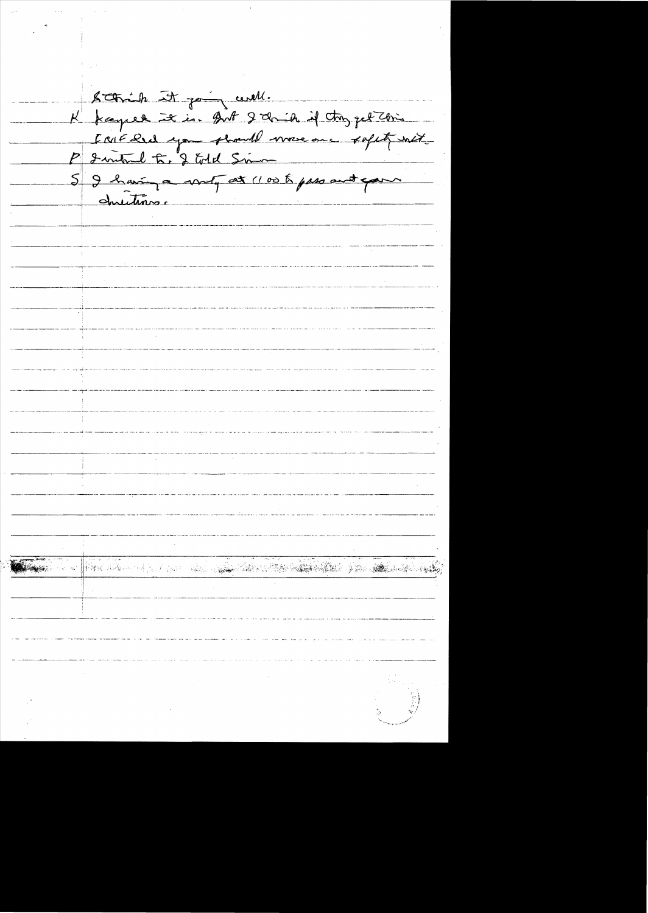S think it going well.

K Agree it is. But I think if they get this I will feel you should move on safety net.

P I intend to. I told Simon

S I having a mtg at 11:00 to pass out your directions.